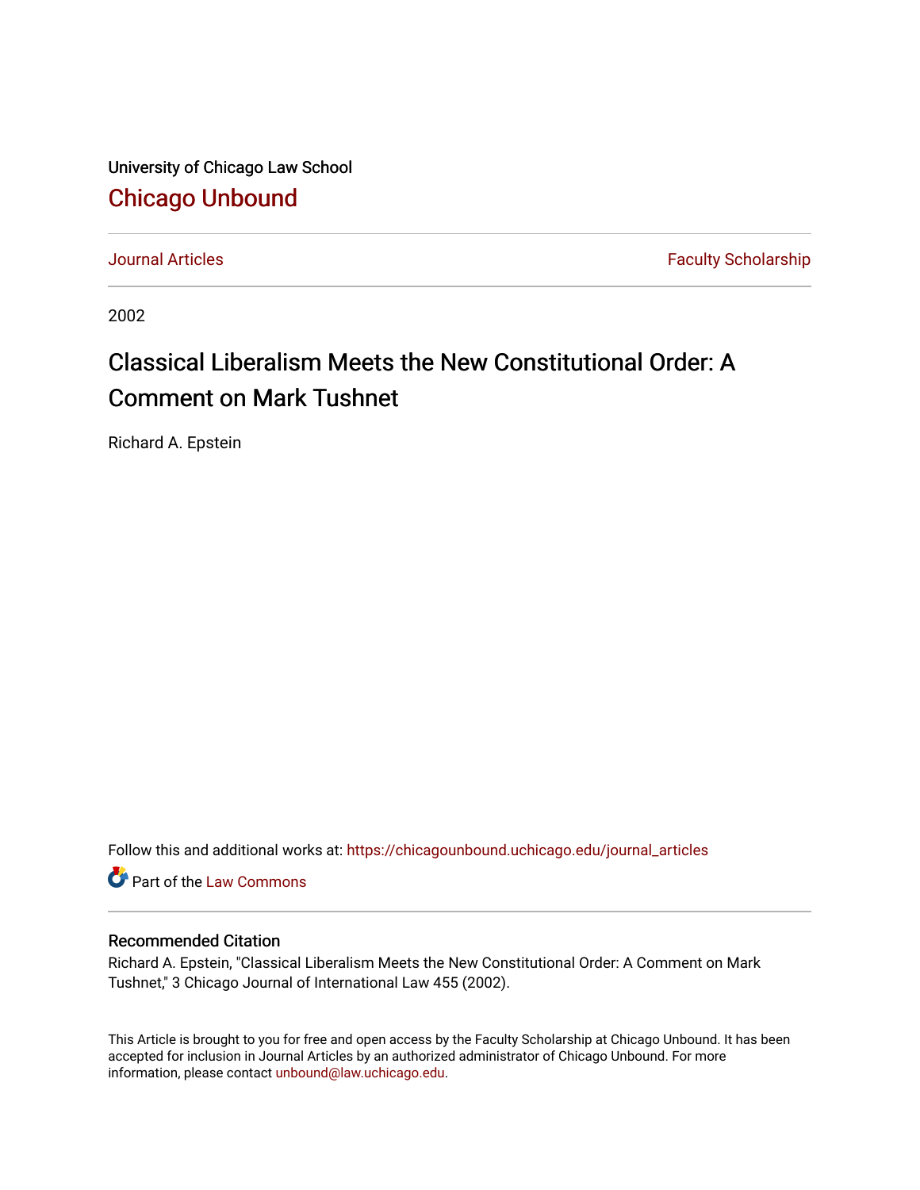University of Chicago Law School

# Chicago Unbound

Journal Articles | Faculty Scholarship

2002

# Classical Liberalism Meets the New Constitutional Order: A Comment on Mark Tushnet

Richard A. Epstein

Follow this and additional works at: https://chicagounbound.uchicago.edu/journal_articles

Part of the Law Commons

### Recommended Citation

Richard A. Epstein, "Classical Liberalism Meets the New Constitutional Order: A Comment on Mark Tushnet," 3 Chicago Journal of International Law 455 (2002).

This Article is brought to you for free and open access by the Faculty Scholarship at Chicago Unbound. It has been accepted for inclusion in Journal Articles by an authorized administrator of Chicago Unbound. For more information, please contact unbound@law.uchicago.edu.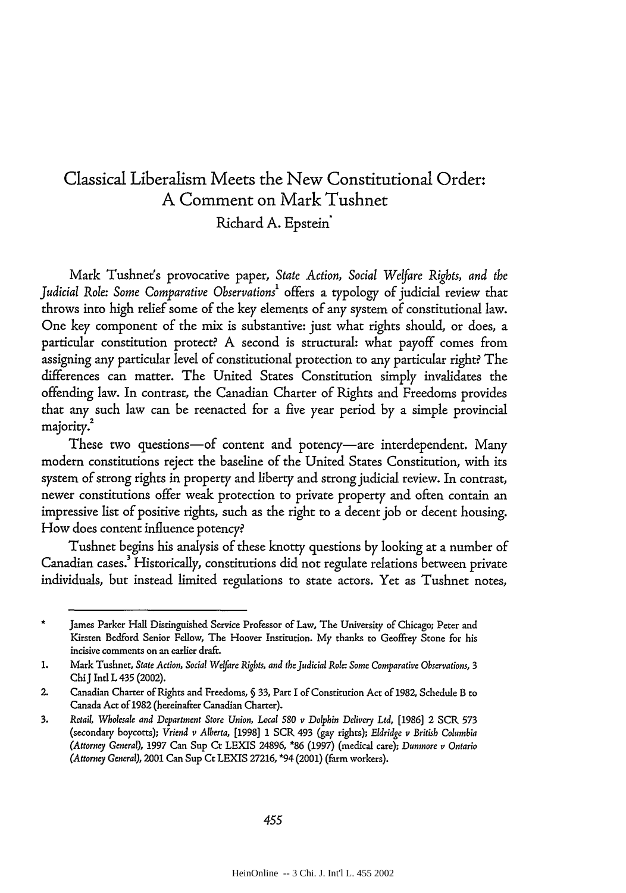# Classical Liberalism Meets the New Constitutional Order: A Comment on Mark Tushnet

Richard A. Epstein*

Mark Tushnet's provocative paper, *State Action, Social Welfare Rights, and the Judicial Role: Some Comparative Observations*[1] offers a typology of judicial review that throws into high relief some of the key elements of any system of constitutional law. One key component of the mix is substantive: just what rights should, or does, a particular constitution protect? A second is structural: what payoff comes from assigning any particular level of constitutional protection to any particular right? The differences can matter. The United States Constitution simply invalidates the offending law. In contrast, the Canadian Charter of Rights and Freedoms provides that any such law can be reenacted for a five year period by a simple provincial majority.[2]

These two questions—of content and potency—are interdependent. Many modern constitutions reject the baseline of the United States Constitution, with its system of strong rights in property and liberty and strong judicial review. In contrast, newer constitutions offer weak protection to private property and often contain an impressive list of positive rights, such as the right to a decent job or decent housing. How does content influence potency?

Tushnet begins his analysis of these knotty questions by looking at a number of Canadian cases.[3] Historically, constitutions did not regulate relations between private individuals, but instead limited regulations to state actors. Yet as Tushnet notes,

---

\* James Parker Hall Distinguished Service Professor of Law, The University of Chicago; Peter and Kirsten Bedford Senior Fellow, The Hoover Institution. My thanks to Geoffrey Stone for his incisive comments on an earlier draft.

1. Mark Tushnet, *State Action, Social Welfare Rights, and the Judicial Role: Some Comparative Observations*, 3 Chi J Intl L 435 (2002).

2. Canadian Charter of Rights and Freedoms, § 33, Part I of Constitution Act of 1982, Schedule B to Canada Act of 1982 (hereinafter Canadian Charter).

3. *Retail, Wholesale and Department Store Union, Local 580 v Dolphin Delivery Ltd*, [1986] 2 SCR 573 (secondary boycotts); *Vriend v Alberta*, [1998] 1 SCR 493 (gay rights); *Eldridge v British Columbia (Attorney General)*, 1997 Can Sup Ct LEXIS 24896, *86 (1997) (medical care); *Dunmore v Ontario (Attorney General)*, 2001 Can Sup Ct LEXIS 27216, *94 (2001) (farm workers).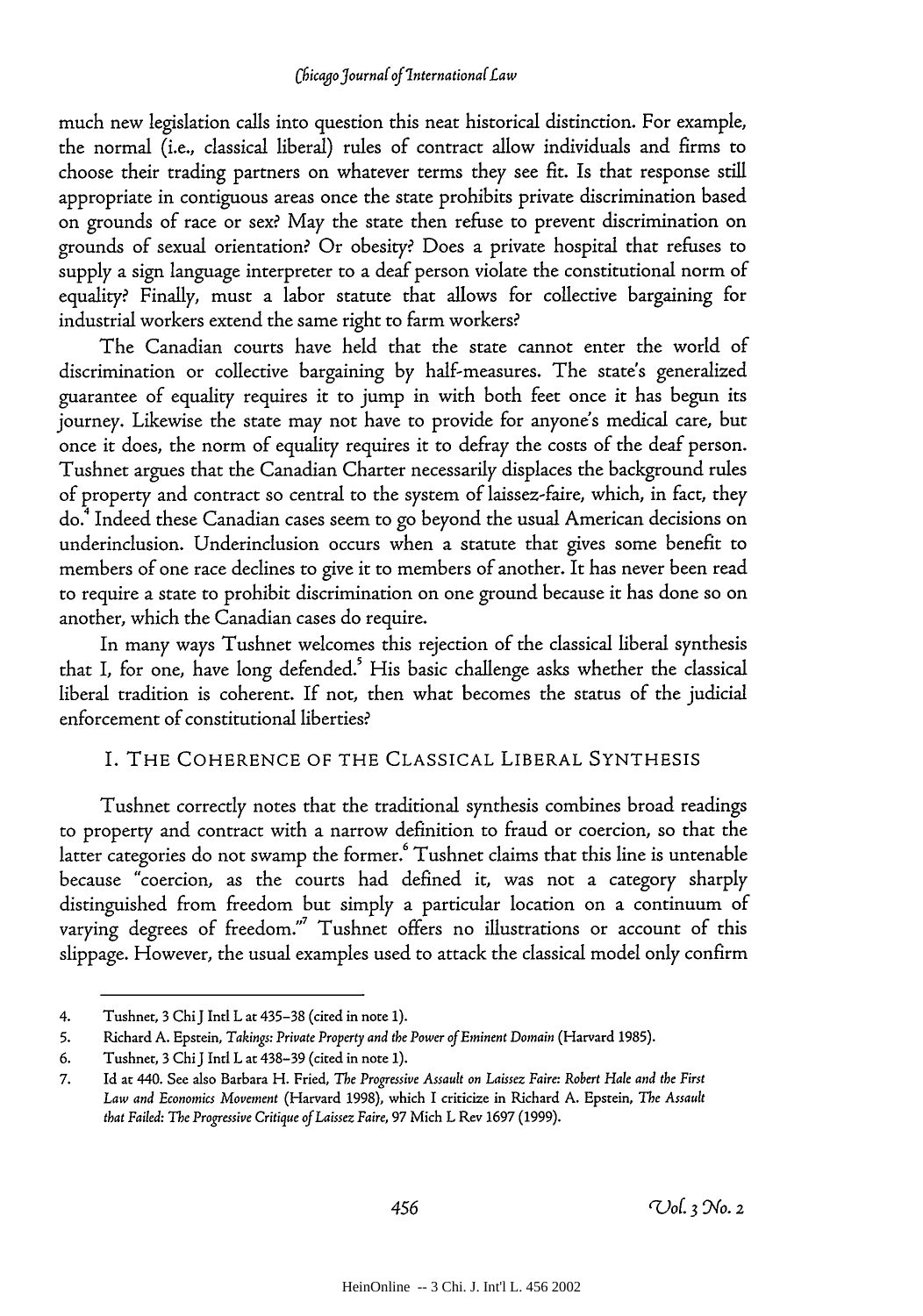much new legislation calls into question this neat historical distinction. For example, the normal (i.e., classical liberal) rules of contract allow individuals and firms to choose their trading partners on whatever terms they see fit. Is that response still appropriate in contiguous areas once the state prohibits private discrimination based on grounds of race or sex? May the state then refuse to prevent discrimination on grounds of sexual orientation? Or obesity? Does a private hospital that refuses to supply a sign language interpreter to a deaf person violate the constitutional norm of equality? Finally, must a labor statute that allows for collective bargaining for industrial workers extend the same right to farm workers?

The Canadian courts have held that the state cannot enter the world of discrimination or collective bargaining by half-measures. The state's generalized guarantee of equality requires it to jump in with both feet once it has begun its journey. Likewise the state may not have to provide for anyone's medical care, but once it does, the norm of equality requires it to defray the costs of the deaf person. Tushnet argues that the Canadian Charter necessarily displaces the background rules of property and contract so central to the system of laissez-faire, which, in fact, they do.[4] Indeed these Canadian cases seem to go beyond the usual American decisions on underinclusion. Underinclusion occurs when a statute that gives some benefit to members of one race declines to give it to members of another. It has never been read to require a state to prohibit discrimination on one ground because it has done so on another, which the Canadian cases do require.

In many ways Tushnet welcomes this rejection of the classical liberal synthesis that I, for one, have long defended.[5] His basic challenge asks whether the classical liberal tradition is coherent. If not, then what becomes the status of the judicial enforcement of constitutional liberties?

## I. THE COHERENCE OF THE CLASSICAL LIBERAL SYNTHESIS

Tushnet correctly notes that the traditional synthesis combines broad readings to property and contract with a narrow definition to fraud or coercion, so that the latter categories do not swamp the former.[6] Tushnet claims that this line is untenable because "coercion, as the courts had defined it, was not a category sharply distinguished from freedom but simply a particular location on a continuum of varying degrees of freedom."[7] Tushnet offers no illustrations or account of this slippage. However, the usual examples used to attack the classical model only confirm

---

4. Tushnet, 3 Chi J Intl L at 435–38 (cited in note 1).

5. Richard A. Epstein, *Takings: Private Property and the Power of Eminent Domain* (Harvard 1985).

6. Tushnet, 3 Chi J Intl L at 438–39 (cited in note 1).

7. Id at 440. See also Barbara H. Fried, *The Progressive Assault on Laissez Faire: Robert Hale and the First Law and Economics Movement* (Harvard 1998), which I criticize in Richard A. Epstein, *The Assault that Failed: The Progressive Critique of Laissez Faire*, 97 Mich L Rev 1697 (1999).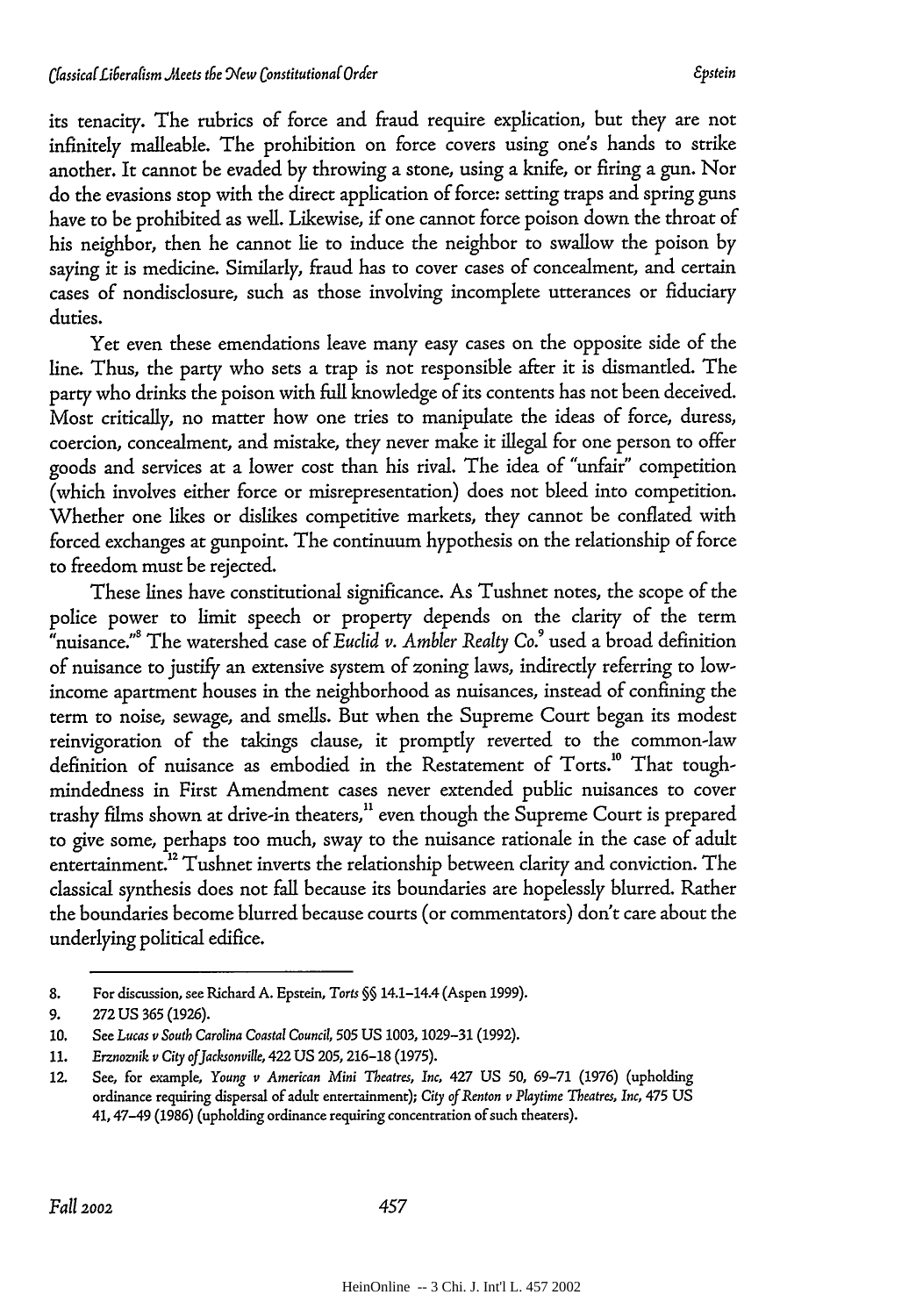its tenacity. The rubrics of force and fraud require explication, but they are not infinitely malleable. The prohibition on force covers using one's hands to strike another. It cannot be evaded by throwing a stone, using a knife, or firing a gun. Nor do the evasions stop with the direct application of force: setting traps and spring guns have to be prohibited as well. Likewise, if one cannot force poison down the throat of his neighbor, then he cannot lie to induce the neighbor to swallow the poison by saying it is medicine. Similarly, fraud has to cover cases of concealment, and certain cases of nondisclosure, such as those involving incomplete utterances or fiduciary duties.

Yet even these emendations leave many easy cases on the opposite side of the line. Thus, the party who sets a trap is not responsible after it is dismantled. The party who drinks the poison with full knowledge of its contents has not been deceived. Most critically, no matter how one tries to manipulate the ideas of force, duress, coercion, concealment, and mistake, they never make it illegal for one person to offer goods and services at a lower cost than his rival. The idea of "unfair" competition (which involves either force or misrepresentation) does not bleed into competition. Whether one likes or dislikes competitive markets, they cannot be conflated with forced exchanges at gunpoint. The continuum hypothesis on the relationship of force to freedom must be rejected.

These lines have constitutional significance. As Tushnet notes, the scope of the police power to limit speech or property depends on the clarity of the term "nuisance."[8] The watershed case of *Euclid v. Ambler Realty Co.*[9] used a broad definition of nuisance to justify an extensive system of zoning laws, indirectly referring to low-income apartment houses in the neighborhood as nuisances, instead of confining the term to noise, sewage, and smells. But when the Supreme Court began its modest reinvigoration of the takings clause, it promptly reverted to the common-law definition of nuisance as embodied in the Restatement of Torts.[10] That tough-mindedness in First Amendment cases never extended public nuisances to cover trashy films shown at drive-in theaters,[11] even though the Supreme Court is prepared to give some, perhaps too much, sway to the nuisance rationale in the case of adult entertainment.[12] Tushnet inverts the relationship between clarity and conviction. The classical synthesis does not fall because its boundaries are hopelessly blurred. Rather the boundaries become blurred because courts (or commentators) don't care about the underlying political edifice.

---

8. For discussion, see Richard A. Epstein, *Torts* §§ 14.1–14.4 (Aspen 1999).
9. 272 US 365 (1926).
10. See *Lucas v South Carolina Coastal Council*, 505 US 1003, 1029–31 (1992).
11. *Erznoznik v City of Jacksonville*, 422 US 205, 216–18 (1975).
12. See, for example, *Young v American Mini Theatres, Inc*, 427 US 50, 69–71 (1976) (upholding ordinance requiring dispersal of adult entertainment); *City of Renton v Playtime Theatres, Inc*, 475 US 41, 47–49 (1986) (upholding ordinance requiring concentration of such theaters).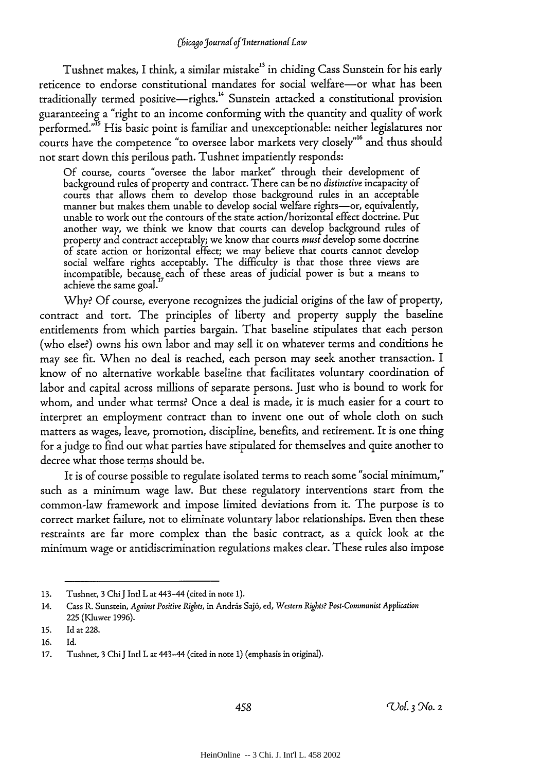Tushnet makes, I think, a similar mistake[13] in chiding Cass Sunstein for his early reticence to endorse constitutional mandates for social welfare—or what has been traditionally termed positive—rights.[14] Sunstein attacked a constitutional provision guaranteeing a "right to an income conforming with the quantity and quality of work performed."[15] His basic point is familiar and unexceptionable: neither legislatures nor courts have the competence "to oversee labor markets very closely"[16] and thus should not start down this perilous path. Tushnet impatiently responds:

> Of course, courts "oversee the labor market" through their development of background rules of property and contract. There can be no *distinctive* incapacity of courts that allows them to develop those background rules in an acceptable manner but makes them unable to develop social welfare rights—or, equivalently, unable to work out the contours of the state action/horizontal effect doctrine. Put another way, we think we know that courts can develop background rules of property and contract acceptably; we know that courts *must* develop some doctrine of state action or horizontal effect; we may believe that courts cannot develop social welfare rights acceptably. The difficulty is that those three views are incompatible, because each of these areas of judicial power is but a means to achieve the same goal.[17]

Why? Of course, everyone recognizes the judicial origins of the law of property, contract and tort. The principles of liberty and property supply the baseline entitlements from which parties bargain. That baseline stipulates that each person (who else?) owns his own labor and may sell it on whatever terms and conditions he may see fit. When no deal is reached, each person may seek another transaction. I know of no alternative workable baseline that facilitates voluntary coordination of labor and capital across millions of separate persons. Just who is bound to work for whom, and under what terms? Once a deal is made, it is much easier for a court to interpret an employment contract than to invent one out of whole cloth on such matters as wages, leave, promotion, discipline, benefits, and retirement. It is one thing for a judge to find out what parties have stipulated for themselves and quite another to decree what those terms should be.

It is of course possible to regulate isolated terms to reach some "social minimum," such as a minimum wage law. But these regulatory interventions start from the common-law framework and impose limited deviations from it. The purpose is to correct market failure, not to eliminate voluntary labor relationships. Even then these restraints are far more complex than the basic contract, as a quick look at the minimum wage or antidiscrimination regulations makes clear. These rules also impose

---

13. Tushnet, 3 Chi J Intl L at 443–44 (cited in note 1).

14. Cass R. Sunstein, *Against Positive Rights*, in András Sajó, ed, *Western Rights? Post-Communist Application* 225 (Kluwer 1996).

15. Id at 228.

16. Id.

17. Tushnet, 3 Chi J Intl L at 443–44 (cited in note 1) (emphasis in original).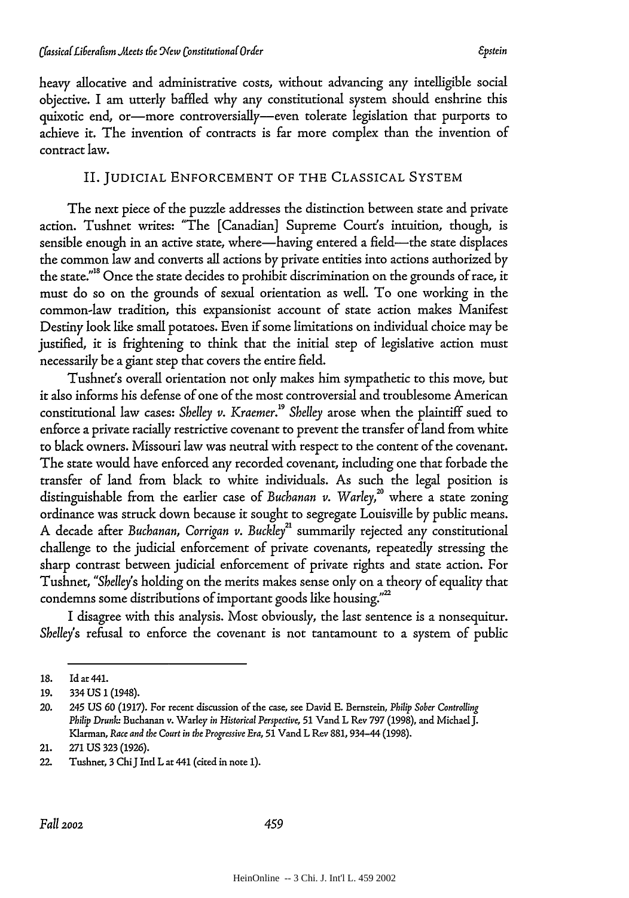heavy allocative and administrative costs, without advancing any intelligible social objective. I am utterly baffled why any constitutional system should enshrine this quixotic end, or—more controversially—even tolerate legislation that purports to achieve it. The invention of contracts is far more complex than the invention of contract law.

## II. JUDICIAL ENFORCEMENT OF THE CLASSICAL SYSTEM

The next piece of the puzzle addresses the distinction between state and private action. Tushnet writes: "The [Canadian] Supreme Court's intuition, though, is sensible enough in an active state, where—having entered a field—the state displaces the common law and converts all actions by private entities into actions authorized by the state."[18] Once the state decides to prohibit discrimination on the grounds of race, it must do so on the grounds of sexual orientation as well. To one working in the common-law tradition, this expansionist account of state action makes Manifest Destiny look like small potatoes. Even if some limitations on individual choice may be justified, it is frightening to think that the initial step of legislative action must necessarily be a giant step that covers the entire field.

Tushnet's overall orientation not only makes him sympathetic to this move, but it also informs his defense of one of the most controversial and troublesome American constitutional law cases: *Shelley v. Kraemer*.[19] *Shelley* arose when the plaintiff sued to enforce a private racially restrictive covenant to prevent the transfer of land from white to black owners. Missouri law was neutral with respect to the content of the covenant. The state would have enforced any recorded covenant, including one that forbade the transfer of land from black to white individuals. As such the legal position is distinguishable from the earlier case of *Buchanan v. Warley*,[20] where a state zoning ordinance was struck down because it sought to segregate Louisville by public means. A decade after *Buchanan*, *Corrigan v. Buckley*[21] summarily rejected any constitutional challenge to the judicial enforcement of private covenants, repeatedly stressing the sharp contrast between judicial enforcement of private rights and state action. For Tushnet, "*Shelley*'s holding on the merits makes sense only on a theory of equality that condemns some distributions of important goods like housing."[22]

I disagree with this analysis. Most obviously, the last sentence is a nonsequitur. *Shelley*'s refusal to enforce the covenant is not tantamount to a system of public

---

18. Id at 441.

19. 334 US 1 (1948).

20. 245 US 60 (1917). For recent discussion of the case, see David E. Bernstein, *Philip Sober Controlling Philip Drunk:* Buchanan v. Warley *in Historical Perspective*, 51 Vand L Rev 797 (1998), and Michael J. Klarman, *Race and the Court in the Progressive Era*, 51 Vand L Rev 881, 934–44 (1998).

21. 271 US 323 (1926).

22. Tushnet, 3 Chi J Intl L at 441 (cited in note 1).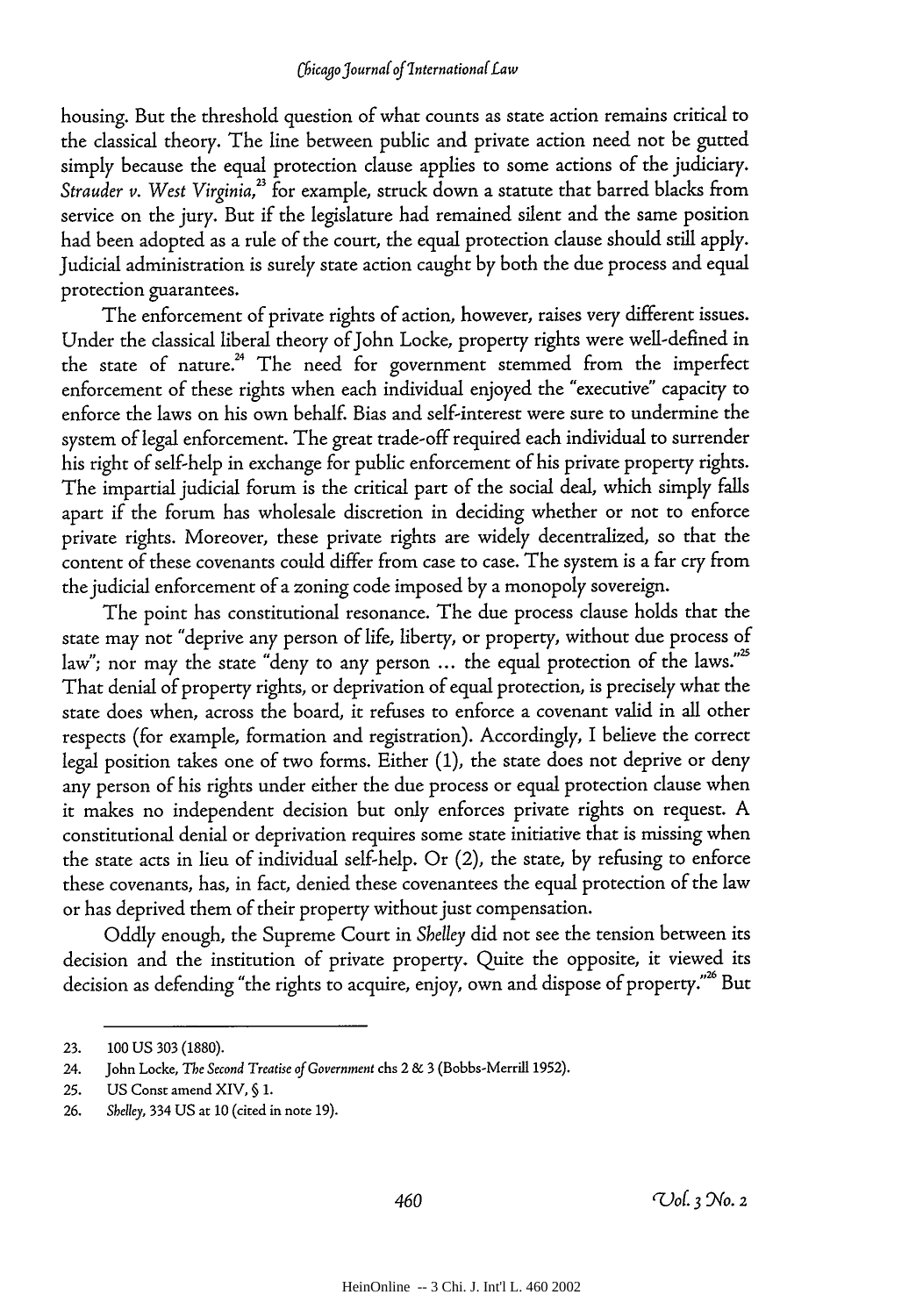housing. But the threshold question of what counts as state action remains critical to the classical theory. The line between public and private action need not be gutted simply because the equal protection clause applies to some actions of the judiciary. *Strauder v. West Virginia*,[23] for example, struck down a statute that barred blacks from service on the jury. But if the legislature had remained silent and the same position had been adopted as a rule of the court, the equal protection clause should still apply. Judicial administration is surely state action caught by both the due process and equal protection guarantees.

The enforcement of private rights of action, however, raises very different issues. Under the classical liberal theory of John Locke, property rights were well-defined in the state of nature.[24] The need for government stemmed from the imperfect enforcement of these rights when each individual enjoyed the "executive" capacity to enforce the laws on his own behalf. Bias and self-interest were sure to undermine the system of legal enforcement. The great trade-off required each individual to surrender his right of self-help in exchange for public enforcement of his private property rights. The impartial judicial forum is the critical part of the social deal, which simply falls apart if the forum has wholesale discretion in deciding whether or not to enforce private rights. Moreover, these private rights are widely decentralized, so that the content of these covenants could differ from case to case. The system is a far cry from the judicial enforcement of a zoning code imposed by a monopoly sovereign.

The point has constitutional resonance. The due process clause holds that the state may not "deprive any person of life, liberty, or property, without due process of law"; nor may the state "deny to any person ... the equal protection of the laws."[25] That denial of property rights, or deprivation of equal protection, is precisely what the state does when, across the board, it refuses to enforce a covenant valid in all other respects (for example, formation and registration). Accordingly, I believe the correct legal position takes one of two forms. Either (1), the state does not deprive or deny any person of his rights under either the due process or equal protection clause when it makes no independent decision but only enforces private rights on request. A constitutional denial or deprivation requires some state initiative that is missing when the state acts in lieu of individual self-help. Or (2), the state, by refusing to enforce these covenants, has, in fact, denied these covenantees the equal protection of the law or has deprived them of their property without just compensation.

Oddly enough, the Supreme Court in *Shelley* did not see the tension between its decision and the institution of private property. Quite the opposite, it viewed its decision as defending "the rights to acquire, enjoy, own and dispose of property."[26] But

---

23. 100 US 303 (1880).

24. John Locke, *The Second Treatise of Government* chs 2 & 3 (Bobbs-Merrill 1952).

25. US Const amend XIV, § 1.

26. *Shelley*, 334 US at 10 (cited in note 19).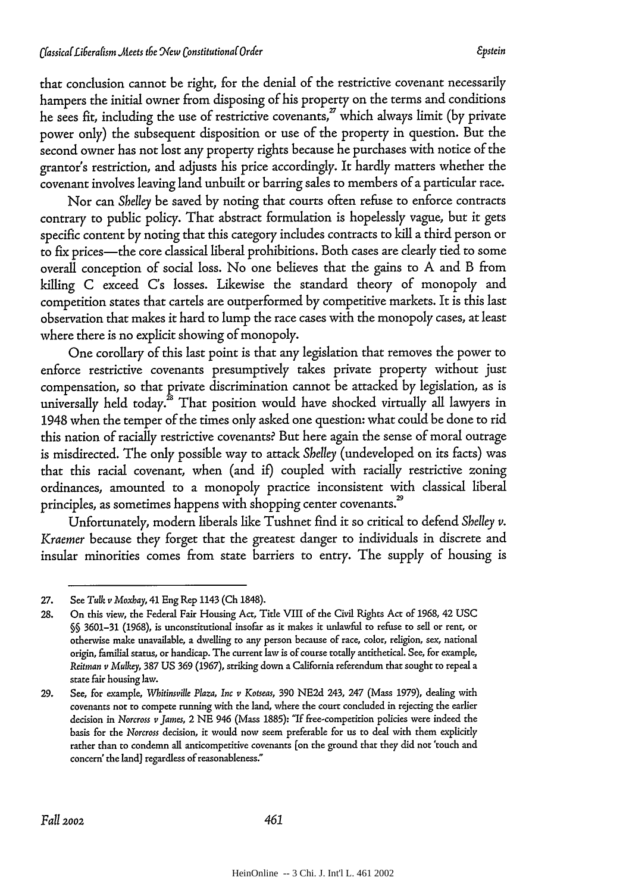that conclusion cannot be right, for the denial of the restrictive covenant necessarily hampers the initial owner from disposing of his property on the terms and conditions he sees fit, including the use of restrictive covenants,[27] which always limit (by private power only) the subsequent disposition or use of the property in question. But the second owner has not lost any property rights because he purchases with notice of the grantor's restriction, and adjusts his price accordingly. It hardly matters whether the covenant involves leaving land unbuilt or barring sales to members of a particular race.

Nor can *Shelley* be saved by noting that courts often refuse to enforce contracts contrary to public policy. That abstract formulation is hopelessly vague, but it gets specific content by noting that this category includes contracts to kill a third person or to fix prices—the core classical liberal prohibitions. Both cases are clearly tied to some overall conception of social loss. No one believes that the gains to A and B from killing C exceed C's losses. Likewise the standard theory of monopoly and competition states that cartels are outperformed by competitive markets. It is this last observation that makes it hard to lump the race cases with the monopoly cases, at least where there is no explicit showing of monopoly.

One corollary of this last point is that any legislation that removes the power to enforce restrictive covenants presumptively takes private property without just compensation, so that private discrimination cannot be attacked by legislation, as is universally held today.[28] That position would have shocked virtually all lawyers in 1948 when the temper of the times only asked one question: what could be done to rid this nation of racially restrictive covenants? But here again the sense of moral outrage is misdirected. The only possible way to attack *Shelley* (undeveloped on its facts) was that this racial covenant, when (and if) coupled with racially restrictive zoning ordinances, amounted to a monopoly practice inconsistent with classical liberal principles, as sometimes happens with shopping center covenants.[29]

Unfortunately, modern liberals like Tushnet find it so critical to defend *Shelley v. Kraemer* because they forget that the greatest danger to individuals in discrete and insular minorities comes from state barriers to entry. The supply of housing is

---

27. See *Tulk v Moxhay*, 41 Eng Rep 1143 (Ch 1848).

28. On this view, the Federal Fair Housing Act, Title VIII of the Civil Rights Act of 1968, 42 USC §§ 3601–31 (1968), is unconstitutional insofar as it makes it unlawful to refuse to sell or rent, or otherwise make unavailable, a dwelling to any person because of race, color, religion, sex, national origin, familial status, or handicap. The current law is of course totally antithetical. See, for example, *Reitman v Mulkey*, 387 US 369 (1967), striking down a California referendum that sought to repeal a state fair housing law.

29. See, for example, *Whitinsville Plaza, Inc v Kotseas*, 390 NE2d 243, 247 (Mass 1979), dealing with covenants not to compete running with the land, where the court concluded in rejecting the earlier decision in *Norcross v James*, 2 NE 946 (Mass 1885): "If free-competition policies were indeed the basis for the *Norcross* decision, it would now seem preferable for us to deal with them explicitly rather than to condemn all anticompetitive covenants [on the ground that they did not 'touch and concern' the land] regardless of reasonableness."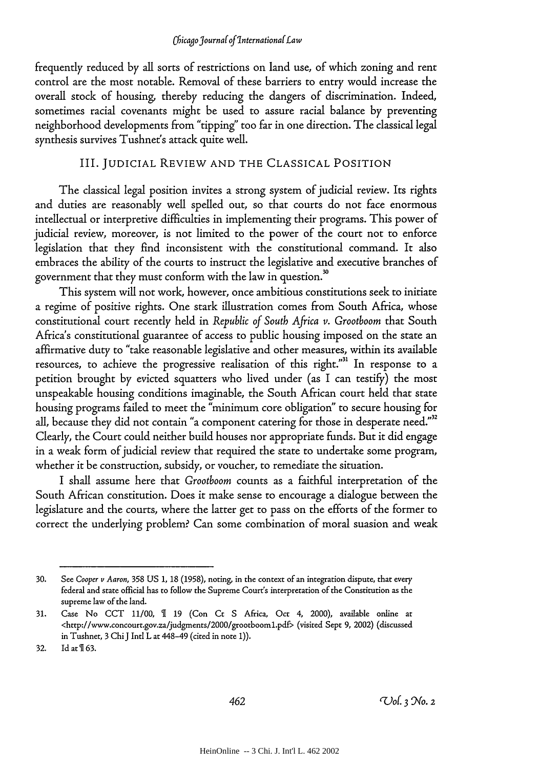frequently reduced by all sorts of restrictions on land use, of which zoning and rent control are the most notable. Removal of these barriers to entry would increase the overall stock of housing, thereby reducing the dangers of discrimination. Indeed, sometimes racial covenants might be used to assure racial balance by preventing neighborhood developments from "tipping" too far in one direction. The classical legal synthesis survives Tushnet's attack quite well.

## III. JUDICIAL REVIEW AND THE CLASSICAL POSITION

The classical legal position invites a strong system of judicial review. Its rights and duties are reasonably well spelled out, so that courts do not face enormous intellectual or interpretive difficulties in implementing their programs. This power of judicial review, moreover, is not limited to the power of the court not to enforce legislation that they find inconsistent with the constitutional command. It also embraces the ability of the courts to instruct the legislative and executive branches of government that they must conform with the law in question.[30]

This system will not work, however, once ambitious constitutions seek to initiate a regime of positive rights. One stark illustration comes from South Africa, whose constitutional court recently held in *Republic of South Africa v. Grootboom* that South Africa's constitutional guarantee of access to public housing imposed on the state an affirmative duty to "take reasonable legislative and other measures, within its available resources, to achieve the progressive realisation of this right."[31] In response to a petition brought by evicted squatters who lived under (as I can testify) the most unspeakable housing conditions imaginable, the South African court held that state housing programs failed to meet the "minimum core obligation" to secure housing for all, because they did not contain "a component catering for those in desperate need."[32] Clearly, the Court could neither build houses nor appropriate funds. But it did engage in a weak form of judicial review that required the state to undertake some program, whether it be construction, subsidy, or voucher, to remediate the situation.

I shall assume here that *Grootboom* counts as a faithful interpretation of the South African constitution. Does it make sense to encourage a dialogue between the legislature and the courts, where the latter get to pass on the efforts of the former to correct the underlying problem? Can some combination of moral suasion and weak

---

30. See *Cooper v Aaron*, 358 US 1, 18 (1958), noting, in the context of an integration dispute, that every federal and state official has to follow the Supreme Court's interpretation of the Constitution as the supreme law of the land.

31. Case No CCT 11/00, ¶ 19 (Con Ct S Africa, Oct 4, 2000), available online at <http://www.concourt.gov.za/judgments/2000/grootboom1.pdf> (visited Sept 9, 2002) (discussed in Tushnet, 3 Chi J Intl L at 448–49 (cited in note 1)).

32. Id at ¶ 63.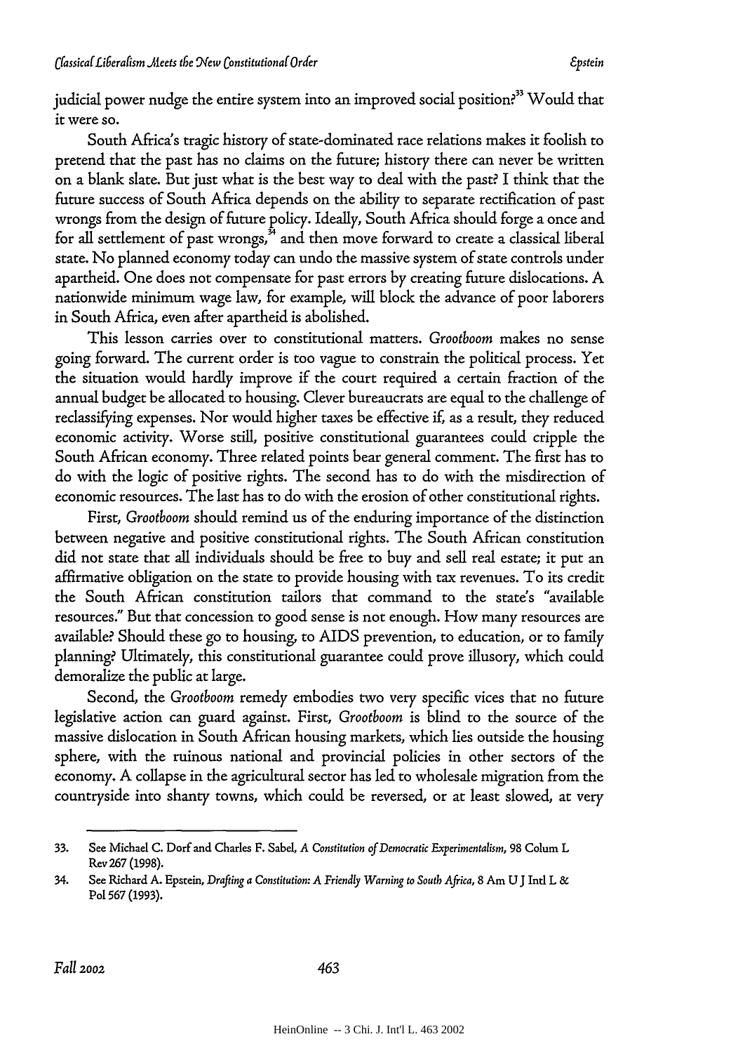judicial power nudge the entire system into an improved social position?[33] Would that it were so.

South Africa's tragic history of state-dominated race relations makes it foolish to pretend that the past has no claims on the future; history there can never be written on a blank slate. But just what is the best way to deal with the past? I think that the future success of South Africa depends on the ability to separate rectification of past wrongs from the design of future policy. Ideally, South Africa should forge a once and for all settlement of past wrongs,[34] and then move forward to create a classical liberal state. No planned economy today can undo the massive system of state controls under apartheid. One does not compensate for past errors by creating future dislocations. A nationwide minimum wage law, for example, will block the advance of poor laborers in South Africa, even after apartheid is abolished.

This lesson carries over to constitutional matters. *Grootboom* makes no sense going forward. The current order is too vague to constrain the political process. Yet the situation would hardly improve if the court required a certain fraction of the annual budget be allocated to housing. Clever bureaucrats are equal to the challenge of reclassifying expenses. Nor would higher taxes be effective if, as a result, they reduced economic activity. Worse still, positive constitutional guarantees could cripple the South African economy. Three related points bear general comment. The first has to do with the logic of positive rights. The second has to do with the misdirection of economic resources. The last has to do with the erosion of other constitutional rights.

First, *Grootboom* should remind us of the enduring importance of the distinction between negative and positive constitutional rights. The South African constitution did not state that all individuals should be free to buy and sell real estate; it put an affirmative obligation on the state to provide housing with tax revenues. To its credit the South African constitution tailors that command to the state's "available resources." But that concession to good sense is not enough. How many resources are available? Should these go to housing, to AIDS prevention, to education, or to family planning? Ultimately, this constitutional guarantee could prove illusory, which could demoralize the public at large.

Second, the *Grootboom* remedy embodies two very specific vices that no future legislative action can guard against. First, *Grootboom* is blind to the source of the massive dislocation in South African housing markets, which lies outside the housing sphere, with the ruinous national and provincial policies in other sectors of the economy. A collapse in the agricultural sector has led to wholesale migration from the countryside into shanty towns, which could be reversed, or at least slowed, at very

---

33. See Michael C. Dorf and Charles F. Sabel, *A Constitution of Democratic Experimentalism*, 98 Colum L Rev 267 (1998).

34. See Richard A. Epstein, *Drafting a Constitution: A Friendly Warning to South Africa*, 8 Am U J Intl L & Pol 567 (1993).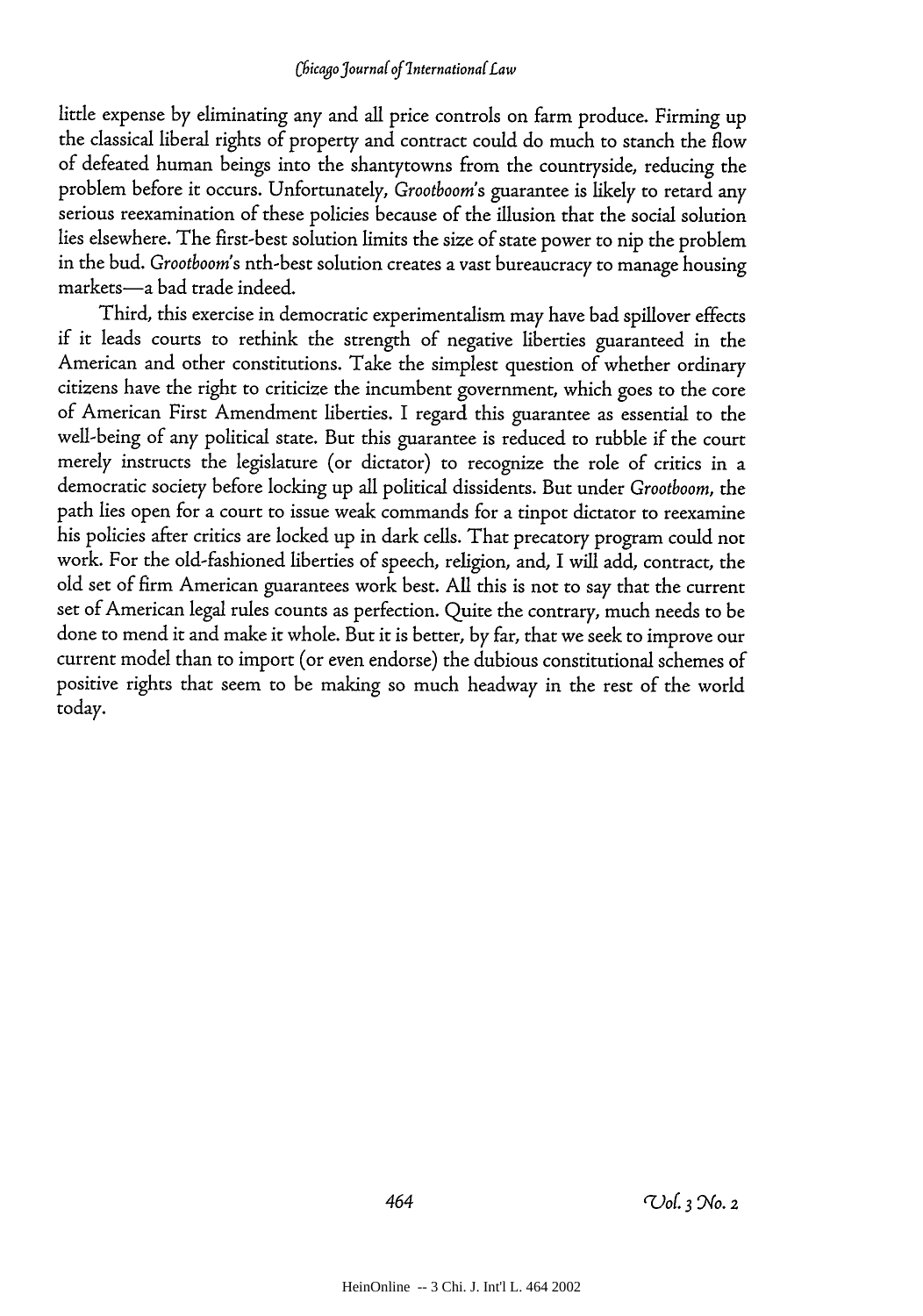little expense by eliminating any and all price controls on farm produce. Firming up the classical liberal rights of property and contract could do much to stanch the flow of defeated human beings into the shantytowns from the countryside, reducing the problem before it occurs. Unfortunately, *Grootboom*'s guarantee is likely to retard any serious reexamination of these policies because of the illusion that the social solution lies elsewhere. The first-best solution limits the size of state power to nip the problem in the bud. *Grootboom*'s nth-best solution creates a vast bureaucracy to manage housing markets—a bad trade indeed.

Third, this exercise in democratic experimentalism may have bad spillover effects if it leads courts to rethink the strength of negative liberties guaranteed in the American and other constitutions. Take the simplest question of whether ordinary citizens have the right to criticize the incumbent government, which goes to the core of American First Amendment liberties. I regard this guarantee as essential to the well-being of any political state. But this guarantee is reduced to rubble if the court merely instructs the legislature (or dictator) to recognize the role of critics in a democratic society before locking up all political dissidents. But under *Grootboom*, the path lies open for a court to issue weak commands for a tinpot dictator to reexamine his policies after critics are locked up in dark cells. That precatory program could not work. For the old-fashioned liberties of speech, religion, and, I will add, contract, the old set of firm American guarantees work best. All this is not to say that the current set of American legal rules counts as perfection. Quite the contrary, much needs to be done to mend it and make it whole. But it is better, by far, that we seek to improve our current model than to import (or even endorse) the dubious constitutional schemes of positive rights that seem to be making so much headway in the rest of the world today.